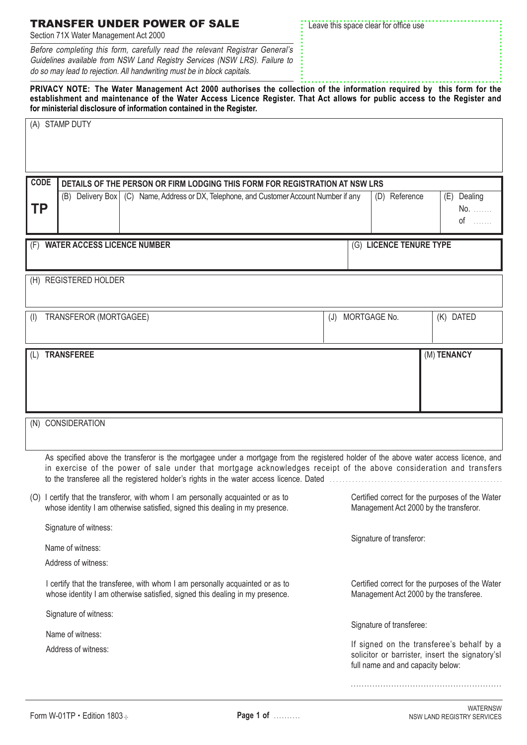# TRANSFER UNDER POWER OF SALE

Section 71X Water Management Act 2000

*Before completing this form, carefully read the relevant Registrar General's Guidelines available from NSW Land Registry Services (NSW LRS). Failure to do so may lead to rejection. All handwriting must be in block capitals.*

Leave this space clear for office use

**PRIVACY NOTE: The Water Management Act 2000 authorises the collection of the information required by this form for the establishment and maintenance of the Water Access Licence Register. That Act allows for public access to the Register and for ministerial disclosure of information contained in the Register.**

(A) STAMP DUTY

| CODE | DETAILS OF THE PERSON OR FIRM LODGING THIS FORM FOR REGISTRATION AT NSW LRS | | | |
|---|---|---|---|---|
| **TP** | (B) Delivery Box | (C) Name, Address or DX, Telephone, and Customer Account Number if any | (D) Reference | (E) Dealing No. ....... of ....... |

| (F) **WATER ACCESS LICENCE NUMBER** | (G) **LICENCE TENURE TYPE** |
|---|---|
| | |

(H) REGISTERED HOLDER

| (I) TRANSFEROR (MORTGAGEE) | (J) MORTGAGE No. | (K) DATED |
|---|---|---|
| | | |

| (L) **TRANSFEREE** | (M) **TENANCY** |
|---|---|
| | |

(N) CONSIDERATION

As specified above the transferor is the mortgagee under a mortgage from the registered holder of the above water access licence, and in exercise of the power of sale under that mortgage acknowledges receipt of the above consideration and transfers to the transferee all the registered holder's rights in the water access licence. Dated ....................................................

(O) I certify that the transferor, with whom I am personally acquainted or as to whose identity I am otherwise satisfied, signed this dealing in my presence.

Signature of witness:

Name of witness:

Address of witness:

Certified correct for the purposes of the Water Management Act 2000 by the transferor.

Signature of transferor:

I certify that the transferee, with whom I am personally acquainted or as to whose identity I am otherwise satisfied, signed this dealing in my presence.

Signature of witness:

Name of witness:

Address of witness:

Certified correct for the purposes of the Water Management Act 2000 by the transferee.

Signature of transferee:

If signed on the transferee's behalf by a solicitor or barrister, insert the signatory'sl full name and and capacity below:

....................................................

Form W-01TP • Edition 1803

WATERNSW
NSW LAND REGISTRY SERVICES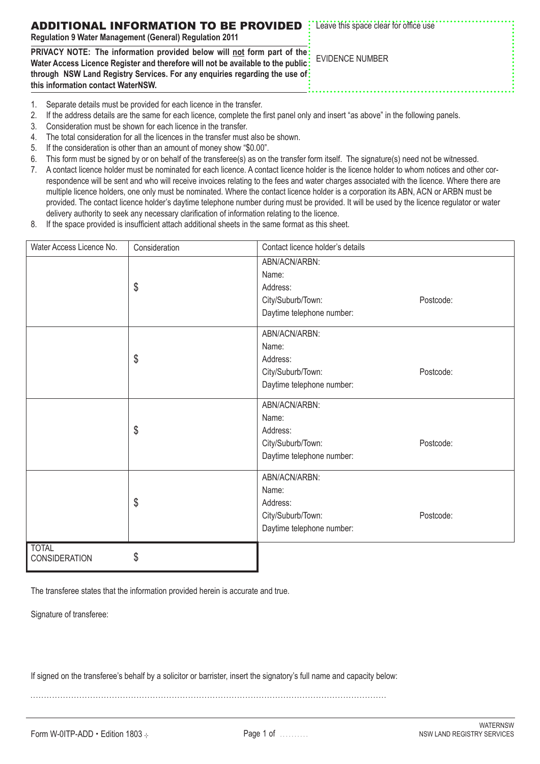# ADDITIONAL INFORMATION TO BE PROVIDED

**Regulation 9 Water Management (General) Regulation 2011**

Leave this space clear for office use

EVIDENCE NUMBER

**PRIVACY NOTE: The information provided below will not form part of the Water Access Licence Register and therefore will not be available to the public through NSW Land Registry Services. For any enquiries regarding the use of this information contact WaterNSW.**

1. Separate details must be provided for each licence in the transfer.
2. If the address details are the same for each licence, complete the first panel only and insert "as above" in the following panels.
3. Consideration must be shown for each licence in the transfer.
4. The total consideration for all the licences in the transfer must also be shown.
5. If the consideration is other than an amount of money show "$0.00".
6. This form must be signed by or on behalf of the transferee(s) as on the transfer form itself. The signature(s) need not be witnessed.
7. A contact licence holder must be nominated for each licence. A contact licence holder is the licence holder to whom notices and other correspondence will be sent and who will receive invoices relating to the fees and water charges associated with the licence. Where there are multiple licence holders, one only must be nominated. Where the contact licence holder is a corporation its ABN, ACN or ARBN must be provided. The contact licence holder's daytime telephone number during must be provided. It will be used by the licence regulator or water delivery authority to seek any necessary clarification of information relating to the licence.
8. If the space provided is insufficient attach additional sheets in the same format as this sheet.

| Water Access Licence No. | Consideration | Contact licence holder's details |
|---|---|---|
| | $ | ABN/ACN/ARBN:<br>Name:<br>Address:<br>City/Suburb/Town: Postcode:<br>Daytime telephone number: |
| | $ | ABN/ACN/ARBN:<br>Name:<br>Address:<br>City/Suburb/Town: Postcode:<br>Daytime telephone number: |
| | $ | ABN/ACN/ARBN:<br>Name:<br>Address:<br>City/Suburb/Town: Postcode:<br>Daytime telephone number: |
| | $ | ABN/ACN/ARBN:<br>Name:<br>Address:<br>City/Suburb/Town: Postcode:<br>Daytime telephone number: |
| TOTAL CONSIDERATION | $ | |

The transferee states that the information provided herein is accurate and true.

Signature of transferee:

If signed on the transferee's behalf by a solicitor or barrister, insert the signatory's full name and capacity below:

.......................................................................................................................

Form W-0ITP-ADD • Edition 1803

WATERNSW
NSW LAND REGISTRY SERVICES